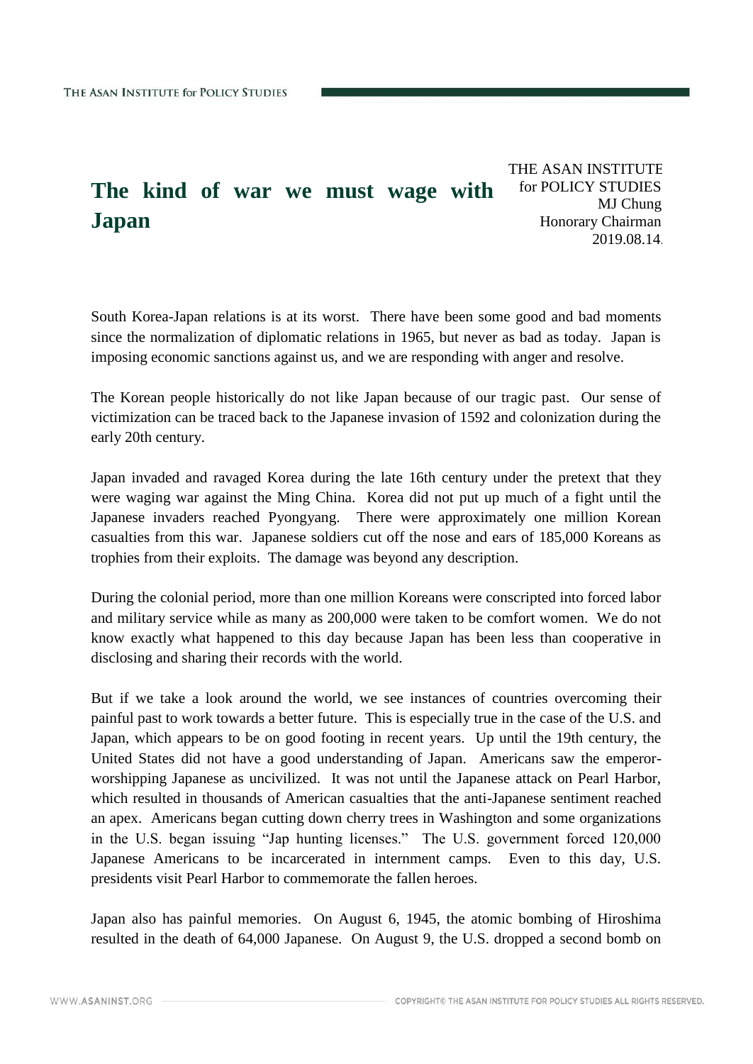# The kind of war we must wage with Japan

THE ASAN INSTITUTE for POLICY STUDIES
MJ Chung
Honorary Chairman
2019.08.14.

South Korea-Japan relations is at its worst. There have been some good and bad moments since the normalization of diplomatic relations in 1965, but never as bad as today. Japan is imposing economic sanctions against us, and we are responding with anger and resolve.

The Korean people historically do not like Japan because of our tragic past. Our sense of victimization can be traced back to the Japanese invasion of 1592 and colonization during the early 20th century.

Japan invaded and ravaged Korea during the late 16th century under the pretext that they were waging war against the Ming China. Korea did not put up much of a fight until the Japanese invaders reached Pyongyang. There were approximately one million Korean casualties from this war. Japanese soldiers cut off the nose and ears of 185,000 Koreans as trophies from their exploits. The damage was beyond any description.

During the colonial period, more than one million Koreans were conscripted into forced labor and military service while as many as 200,000 were taken to be comfort women. We do not know exactly what happened to this day because Japan has been less than cooperative in disclosing and sharing their records with the world.

But if we take a look around the world, we see instances of countries overcoming their painful past to work towards a better future. This is especially true in the case of the U.S. and Japan, which appears to be on good footing in recent years. Up until the 19th century, the United States did not have a good understanding of Japan. Americans saw the emperor-worshipping Japanese as uncivilized. It was not until the Japanese attack on Pearl Harbor, which resulted in thousands of American casualties that the anti-Japanese sentiment reached an apex. Americans began cutting down cherry trees in Washington and some organizations in the U.S. began issuing "Jap hunting licenses." The U.S. government forced 120,000 Japanese Americans to be incarcerated in internment camps. Even to this day, U.S. presidents visit Pearl Harbor to commemorate the fallen heroes.

Japan also has painful memories. On August 6, 1945, the atomic bombing of Hiroshima resulted in the death of 64,000 Japanese. On August 9, the U.S. dropped a second bomb on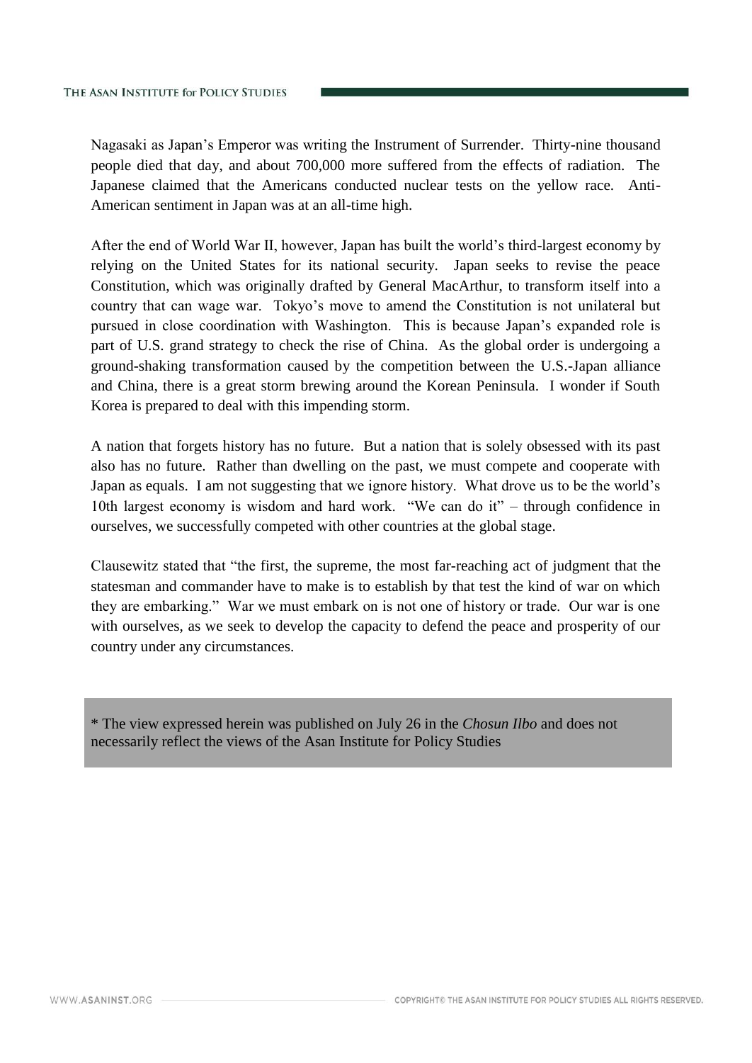Nagasaki as Japan's Emperor was writing the Instrument of Surrender. Thirty-nine thousand people died that day, and about 700,000 more suffered from the effects of radiation. The Japanese claimed that the Americans conducted nuclear tests on the yellow race. Anti-American sentiment in Japan was at an all-time high.

After the end of World War II, however, Japan has built the world's third-largest economy by relying on the United States for its national security. Japan seeks to revise the peace Constitution, which was originally drafted by General MacArthur, to transform itself into a country that can wage war. Tokyo's move to amend the Constitution is not unilateral but pursued in close coordination with Washington. This is because Japan's expanded role is part of U.S. grand strategy to check the rise of China. As the global order is undergoing a ground-shaking transformation caused by the competition between the U.S.-Japan alliance and China, there is a great storm brewing around the Korean Peninsula. I wonder if South Korea is prepared to deal with this impending storm.

A nation that forgets history has no future. But a nation that is solely obsessed with its past also has no future. Rather than dwelling on the past, we must compete and cooperate with Japan as equals. I am not suggesting that we ignore history. What drove us to be the world's 10th largest economy is wisdom and hard work. "We can do it" – through confidence in ourselves, we successfully competed with other countries at the global stage.

Clausewitz stated that "the first, the supreme, the most far-reaching act of judgment that the statesman and commander have to make is to establish by that test the kind of war on which they are embarking." War we must embark on is not one of history or trade. Our war is one with ourselves, as we seek to develop the capacity to defend the peace and prosperity of our country under any circumstances.

* The view expressed herein was published on July 26 in the *Chosun Ilbo* and does not necessarily reflect the views of the Asan Institute for Policy Studies